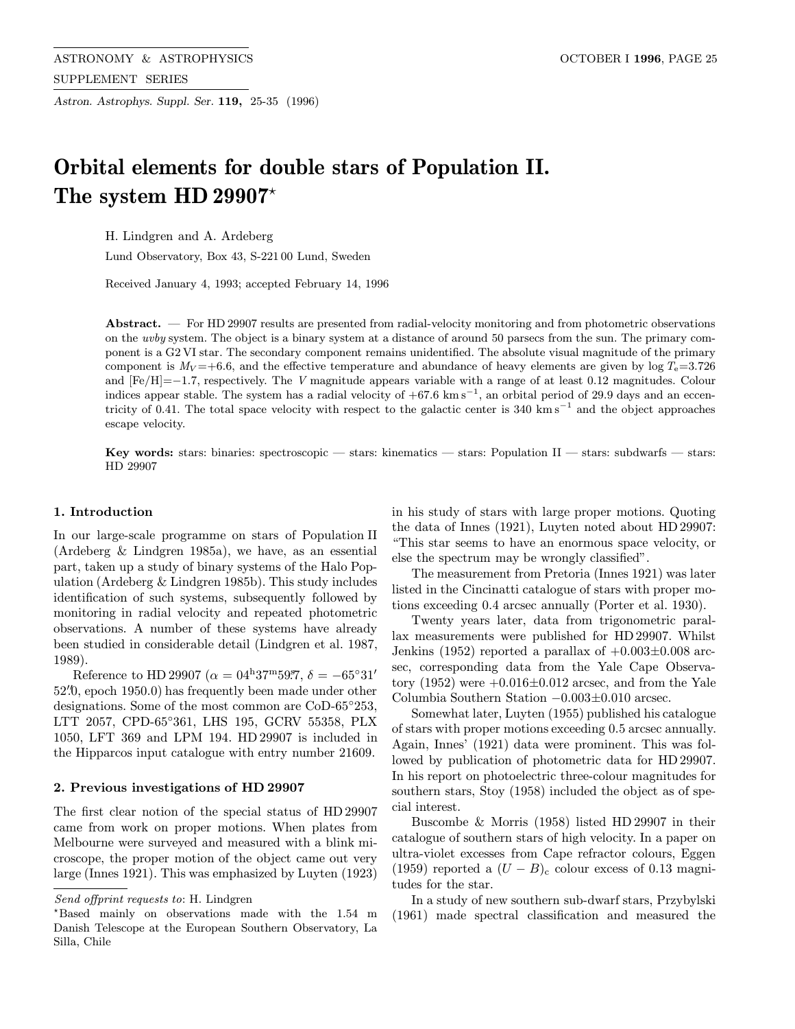# Orbital elements for double stars of Population II. The system HD 29907*

H. Lindgren and A. Ardeberg

Lund Observatory, Box 43, S-221 00 Lund, Sweden

Received January 4, 1993; accepted February 14, 1996

**Abstract.** — For HD 29907 results are presented from radial-velocity monitoring and from photometric observations on the *uvby* system. The object is a binary system at a distance of around 50 parsecs from the sun. The primary component is a G2 VI star. The secondary component remains unidentified. The absolute visual magnitude of the primary component is $M_V$=+6.6, and the effective temperature and abundance of heavy elements are given by log $T_e$=3.726 and [Fe/H]=−1.7, respectively. The $V$ magnitude appears variable with a range of at least 0.12 magnitudes. Colour indices appear stable. The system has a radial velocity of +67.6 km s$^{-1}$, an orbital period of 29.9 days and an eccentricity of 0.41. The total space velocity with respect to the galactic center is 340 km s$^{-1}$ and the object approaches escape velocity.

**Key words:** stars: binaries: spectroscopic — stars: kinematics — stars: Population II — stars: subdwarfs — stars: HD 29907

## 1. Introduction

In our large-scale programme on stars of Population II (Ardeberg & Lindgren 1985a), we have, as an essential part, taken up a study of binary systems of the Halo Population (Ardeberg & Lindgren 1985b). This study includes identification of such systems, subsequently followed by monitoring in radial velocity and repeated photometric observations. A number of these systems have already been studied in considerable detail (Lindgren et al. 1987, 1989).

Reference to HD 29907 ($\alpha = 04^{\rm h}37^{\rm m}59\overset{\rm s}{.}7$, $\delta = -65°31'52\overset{\prime}{.}0$, epoch 1950.0) has frequently been made under other designations. Some of the most common are CoD-65°253, LTT 2057, CPD-65°361, LHS 195, GCRV 55358, PLX 1050, LFT 369 and LPM 194. HD 29907 is included in the Hipparcos input catalogue with entry number 21609.

## 2. Previous investigations of HD 29907

The first clear notion of the special status of HD 29907 came from work on proper motions. When plates from Melbourne were surveyed and measured with a blink microscope, the proper motion of the object came out very large (Innes 1921). This was emphasized by Luyten (1923) in his study of stars with large proper motions. Quoting the data of Innes (1921), Luyten noted about HD 29907: "This star seems to have an enormous space velocity, or else the spectrum may be wrongly classified".

The measurement from Pretoria (Innes 1921) was later listed in the Cincinatti catalogue of stars with proper motions exceeding 0.4 arcsec annually (Porter et al. 1930).

Twenty years later, data from trigonometric parallax measurements were published for HD 29907. Whilst Jenkins (1952) reported a parallax of +0.003±0.008 arcsec, corresponding data from the Yale Cape Observatory (1952) were +0.016±0.012 arcsec, and from the Yale Columbia Southern Station −0.003±0.010 arcsec.

Somewhat later, Luyten (1955) published his catalogue of stars with proper motions exceeding 0.5 arcsec annually. Again, Innes' (1921) data were prominent. This was followed by publication of photometric data for HD 29907. In his report on photoelectric three-colour magnitudes for southern stars, Stoy (1958) included the object as of special interest.

Buscombe & Morris (1958) listed HD 29907 in their catalogue of southern stars of high velocity. In a paper on ultra-violet excesses from Cape refractor colours, Eggen (1959) reported a $(U-B)_{\rm c}$ colour excess of 0.13 magnitudes for the star.

In a study of new southern sub-dwarf stars, Przybylski (1961) made spectral classification and measured the

---

*Send offprint requests to*: H. Lindgren

*Based mainly on observations made with the 1.54 m Danish Telescope at the European Southern Observatory, La Silla, Chile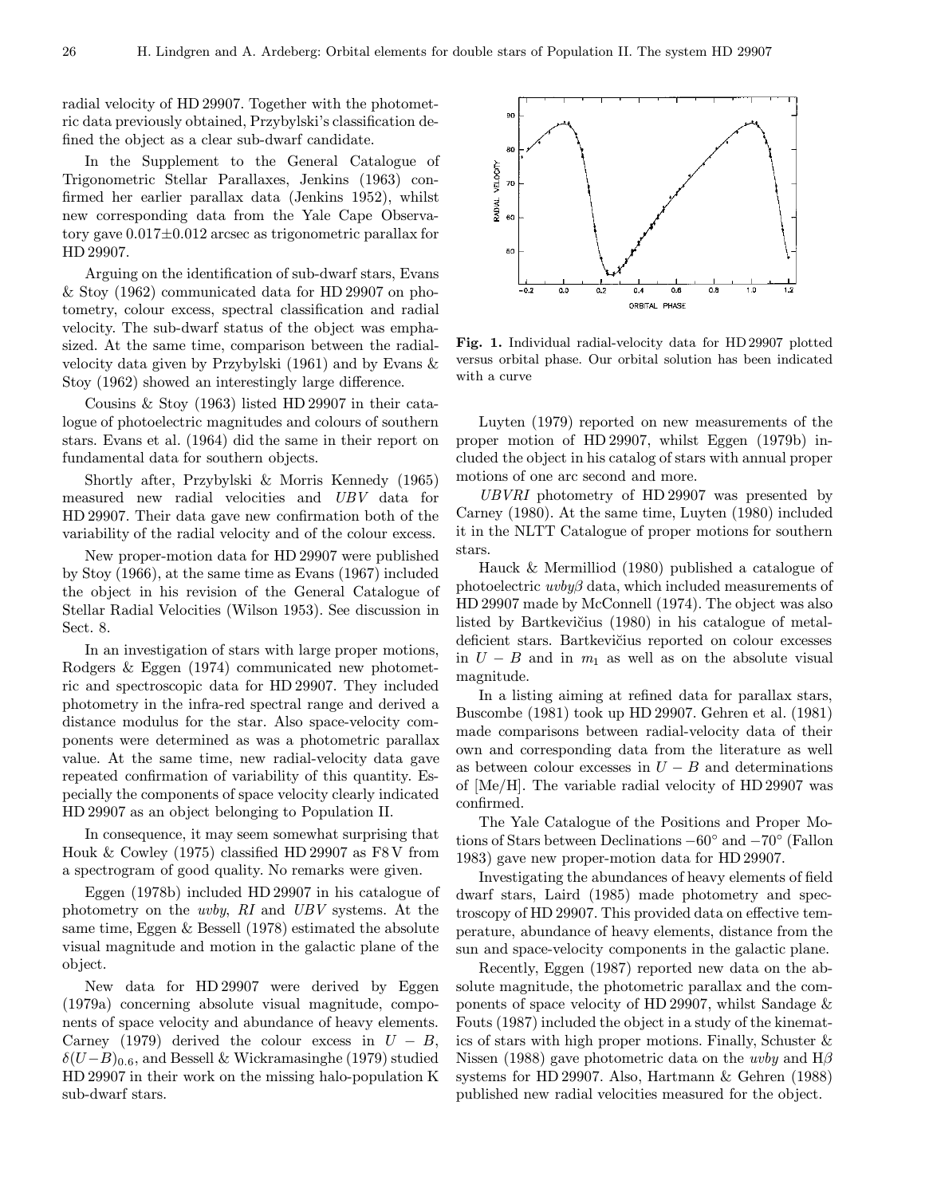radial velocity of HD 29907. Together with the photometric data previously obtained, Przybylski's classification defined the object as a clear sub-dwarf candidate.

In the Supplement to the General Catalogue of Trigonometric Stellar Parallaxes, Jenkins (1963) confirmed her earlier parallax data (Jenkins 1952), whilst new corresponding data from the Yale Cape Observatory gave 0.017±0.012 arcsec as trigonometric parallax for HD 29907.

Arguing on the identification of sub-dwarf stars, Evans & Stoy (1962) communicated data for HD 29907 on photometry, colour excess, spectral classification and radial velocity. The sub-dwarf status of the object was emphasized. At the same time, comparison between the radial-velocity data given by Przybylski (1961) and by Evans & Stoy (1962) showed an interestingly large difference.

Cousins & Stoy (1963) listed HD 29907 in their catalogue of photoelectric magnitudes and colours of southern stars. Evans et al. (1964) did the same in their report on fundamental data for southern objects.

Shortly after, Przybylski & Morris Kennedy (1965) measured new radial velocities and *UBV* data for HD 29907. Their data gave new confirmation both of the variability of the radial velocity and of the colour excess.

New proper-motion data for HD 29907 were published by Stoy (1966), at the same time as Evans (1967) included the object in his revision of the General Catalogue of Stellar Radial Velocities (Wilson 1953). See discussion in Sect. 8.

In an investigation of stars with large proper motions, Rodgers & Eggen (1974) communicated new photometric and spectroscopic data for HD 29907. They included photometry in the infra-red spectral range and derived a distance modulus for the star. Also space-velocity components were determined as was a photometric parallax value. At the same time, new radial-velocity data gave repeated confirmation of variability of this quantity. Especially the components of space velocity clearly indicated HD 29907 as an object belonging to Population II.

In consequence, it may seem somewhat surprising that Houk & Cowley (1975) classified HD 29907 as F8 V from a spectrogram of good quality. No remarks were given.

Eggen (1978b) included HD 29907 in his catalogue of photometry on the *uvby*, *RI* and *UBV* systems. At the same time, Eggen & Bessell (1978) estimated the absolute visual magnitude and motion in the galactic plane of the object.

New data for HD 29907 were derived by Eggen (1979a) concerning absolute visual magnitude, components of space velocity and abundance of heavy elements. Carney (1979) derived the colour excess in $U-B$, $\delta(U-B)_{0.6}$, and Bessell & Wickramasinghe (1979) studied HD 29907 in their work on the missing halo-population K sub-dwarf stars.

**Fig. 1.** Individual radial-velocity data for HD 29907 plotted versus orbital phase. Our orbital solution has been indicated with a curve

Luyten (1979) reported on new measurements of the proper motion of HD 29907, whilst Eggen (1979b) included the object in his catalog of stars with annual proper motions of one arc second and more.

*UBVRI* photometry of HD 29907 was presented by Carney (1980). At the same time, Luyten (1980) included it in the NLTT Catalogue of proper motions for southern stars.

Hauck & Mermilliod (1980) published a catalogue of photoelectric $uvby\beta$ data, which included measurements of HD 29907 made by McConnell (1974). The object was also listed by Bartkevičius (1980) in his catalogue of metal-deficient stars. Bartkevičius reported on colour excesses in $U-B$ and in $m_1$ as well as on the absolute visual magnitude.

In a listing aiming at refined data for parallax stars, Buscombe (1981) took up HD 29907. Gehren et al. (1981) made comparisons between radial-velocity data of their own and corresponding data from the literature as well as between colour excesses in $U-B$ and determinations of [Me/H]. The variable radial velocity of HD 29907 was confirmed.

The Yale Catalogue of the Positions and Proper Motions of Stars between Declinations $-60°$ and $-70°$ (Fallon 1983) gave new proper-motion data for HD 29907.

Investigating the abundances of heavy elements of field dwarf stars, Laird (1985) made photometry and spectroscopy of HD 29907. This provided data on effective temperature, abundance of heavy elements, distance from the sun and space-velocity components in the galactic plane.

Recently, Eggen (1987) reported new data on the absolute magnitude, the photometric parallax and the components of space velocity of HD 29907, whilst Sandage & Fouts (1987) included the object in a study of the kinematics of stars with high proper motions. Finally, Schuster & Nissen (1988) gave photometric data on the *uvby* and H$\beta$ systems for HD 29907. Also, Hartmann & Gehren (1988) published new radial velocities measured for the object.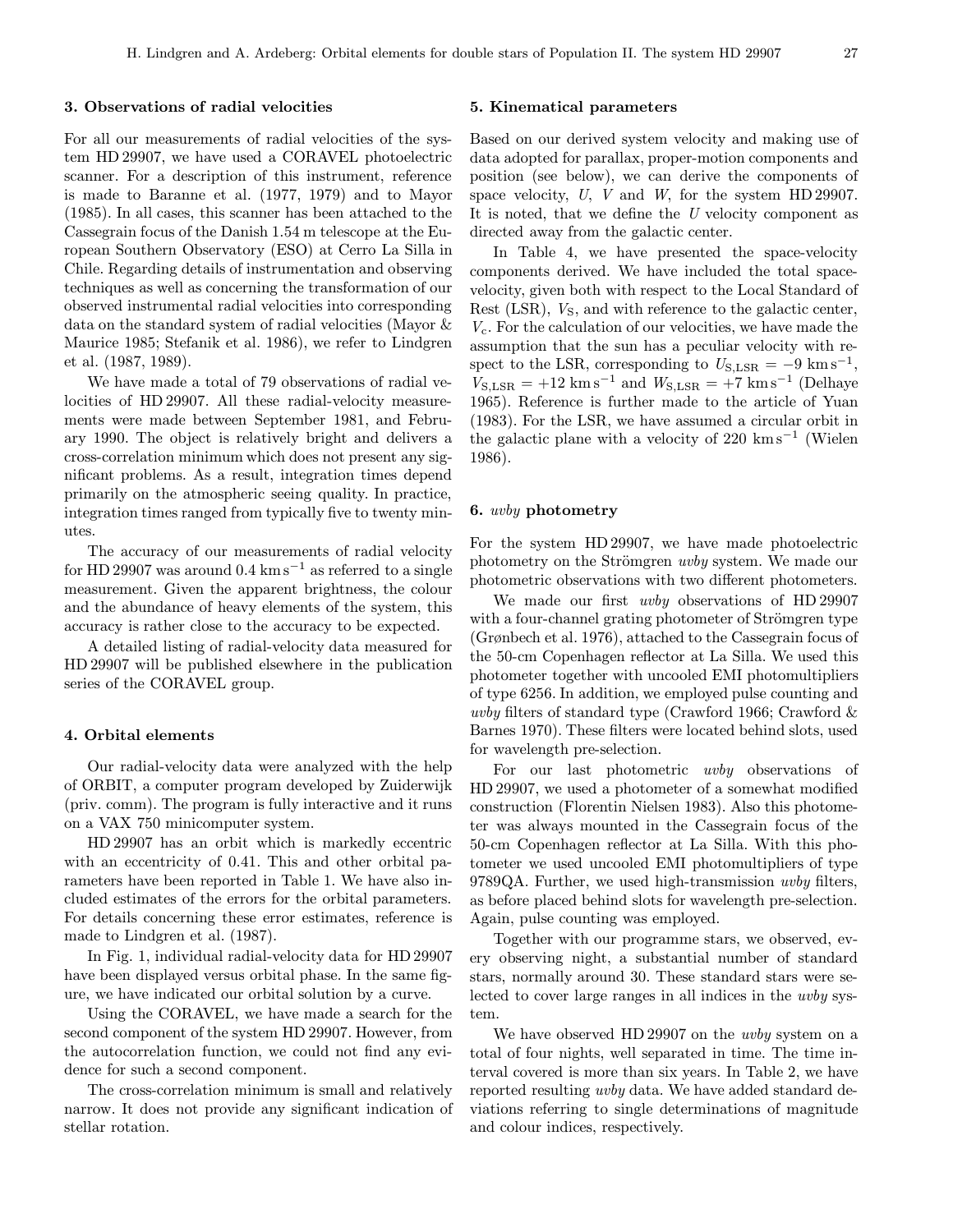## 3. Observations of radial velocities

For all our measurements of radial velocities of the system HD 29907, we have used a CORAVEL photoelectric scanner. For a description of this instrument, reference is made to Baranne et al. (1977, 1979) and to Mayor (1985). In all cases, this scanner has been attached to the Cassegrain focus of the Danish 1.54 m telescope at the European Southern Observatory (ESO) at Cerro La Silla in Chile. Regarding details of instrumentation and observing techniques as well as concerning the transformation of our observed instrumental radial velocities into corresponding data on the standard system of radial velocities (Mayor & Maurice 1985; Stefanik et al. 1986), we refer to Lindgren et al. (1987, 1989).

We have made a total of 79 observations of radial velocities of HD 29907. All these radial-velocity measurements were made between September 1981, and February 1990. The object is relatively bright and delivers a cross-correlation minimum which does not present any significant problems. As a result, integration times depend primarily on the atmospheric seeing quality. In practice, integration times ranged from typically five to twenty minutes.

The accuracy of our measurements of radial velocity for HD 29907 was around 0.4 $\mathrm{km\,s^{-1}}$ as referred to a single measurement. Given the apparent brightness, the colour and the abundance of heavy elements of the system, this accuracy is rather close to the accuracy to be expected.

A detailed listing of radial-velocity data measured for HD 29907 will be published elsewhere in the publication series of the CORAVEL group.

## 4. Orbital elements

Our radial-velocity data were analyzed with the help of ORBIT, a computer program developed by Zuiderwijk (priv. comm). The program is fully interactive and it runs on a VAX 750 minicomputer system.

HD 29907 has an orbit which is markedly eccentric with an eccentricity of 0.41. This and other orbital parameters have been reported in Table 1. We have also included estimates of the errors for the orbital parameters. For details concerning these error estimates, reference is made to Lindgren et al. (1987).

In Fig. 1, individual radial-velocity data for HD 29907 have been displayed versus orbital phase. In the same figure, we have indicated our orbital solution by a curve.

Using the CORAVEL, we have made a search for the second component of the system HD 29907. However, from the autocorrelation function, we could not find any evidence for such a second component.

The cross-correlation minimum is small and relatively narrow. It does not provide any significant indication of stellar rotation.

## 5. Kinematical parameters

Based on our derived system velocity and making use of data adopted for parallax, proper-motion components and position (see below), we can derive the components of space velocity, $U$, $V$ and $W$, for the system HD 29907. It is noted, that we define the $U$ velocity component as directed away from the galactic center.

In Table 4, we have presented the space-velocity components derived. We have included the total space-velocity, given both with respect to the Local Standard of Rest (LSR), $V_{\mathrm{S}}$, and with reference to the galactic center, $V_{\mathrm{c}}$. For the calculation of our velocities, we have made the assumption that the sun has a peculiar velocity with respect to the LSR, corresponding to $U_{\mathrm{S,LSR}} = -9\ \mathrm{km\,s^{-1}}$, $V_{\mathrm{S,LSR}} = +12\ \mathrm{km\,s^{-1}}$ and $W_{\mathrm{S,LSR}} = +7\ \mathrm{km\,s^{-1}}$ (Delhaye 1965). Reference is further made to the article of Yuan (1983). For the LSR, we have assumed a circular orbit in the galactic plane with a velocity of 220 $\mathrm{km\,s^{-1}}$ (Wielen 1986).

## 6. *uvby* photometry

For the system HD 29907, we have made photoelectric photometry on the Strömgren *uvby* system. We made our photometric observations with two different photometers.

We made our first *uvby* observations of HD 29907 with a four-channel grating photometer of Strömgren type (Grønbech et al. 1976), attached to the Cassegrain focus of the 50-cm Copenhagen reflector at La Silla. We used this photometer together with uncooled EMI photomultipliers of type 6256. In addition, we employed pulse counting and *uvby* filters of standard type (Crawford 1966; Crawford & Barnes 1970). These filters were located behind slots, used for wavelength pre-selection.

For our last photometric *uvby* observations of HD 29907, we used a photometer of a somewhat modified construction (Florentin Nielsen 1983). Also this photometer was always mounted in the Cassegrain focus of the 50-cm Copenhagen reflector at La Silla. With this photometer we used uncooled EMI photomultipliers of type 9789QA. Further, we used high-transmission *uvby* filters, as before placed behind slots for wavelength pre-selection. Again, pulse counting was employed.

Together with our programme stars, we observed, every observing night, a substantial number of standard stars, normally around 30. These standard stars were selected to cover large ranges in all indices in the *uvby* system.

We have observed HD 29907 on the *uvby* system on a total of four nights, well separated in time. The time interval covered is more than six years. In Table 2, we have reported resulting *uvby* data. We have added standard deviations referring to single determinations of magnitude and colour indices, respectively.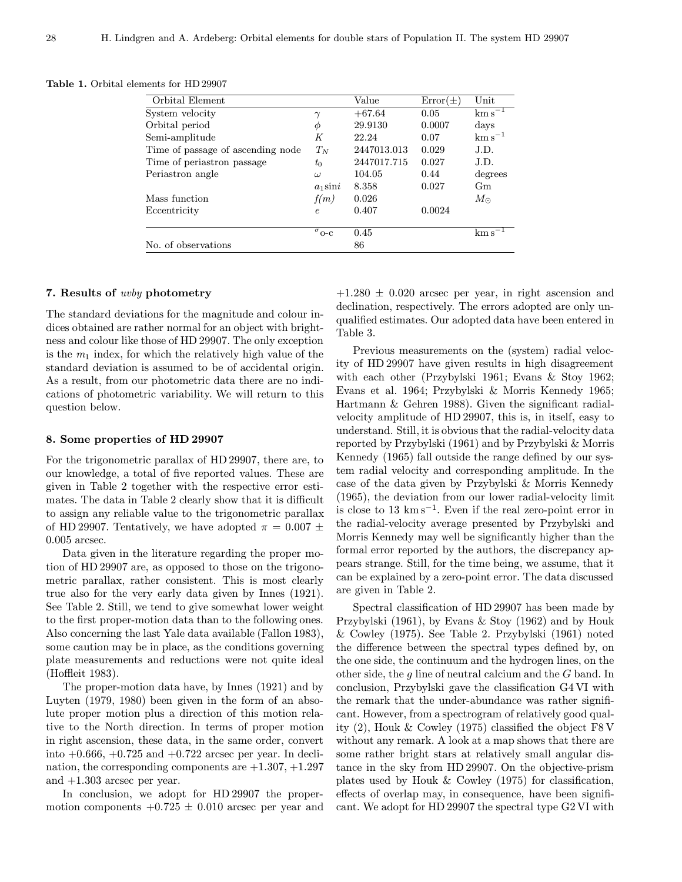**Table 1.** Orbital elements for HD 29907

| Orbital Element | | Value | Error(±) | Unit |
|---|---|---|---|---|
| System velocity | $\gamma$ | +67.64 | 0.05 | $\mathrm{km\,s^{-1}}$ |
| Orbital period | $\phi$ | 29.9130 | 0.0007 | days |
| Semi-amplitude | $K$ | 22.24 | 0.07 | $\mathrm{km\,s^{-1}}$ |
| Time of passage of ascending node | $T_N$ | 2447013.013 | 0.029 | J.D. |
| Time of periastron passage | $t_0$ | 2447017.715 | 0.027 | J.D. |
| Periastron angle | $\omega$ | 104.05 | 0.44 | degrees |
| | $a_1 \sin i$ | 8.358 | 0.027 | Gm |
| Mass function | $f(m)$ | 0.026 | | $M_\odot$ |
| Eccentricity | $e$ | 0.407 | 0.0024 | |
| | $\sigma_{\text{o-c}}$ | 0.45 | | $\mathrm{km\,s^{-1}}$ |
| No. of observations | | 86 | | |

## 7. Results of *uvby* photometry

The standard deviations for the magnitude and colour indices obtained are rather normal for an object with brightness and colour like those of HD 29907. The only exception is the $m_1$ index, for which the relatively high value of the standard deviation is assumed to be of accidental origin. As a result, from our photometric data there are no indications of photometric variability. We will return to this question below.

## 8. Some properties of HD 29907

For the trigonometric parallax of HD 29907, there are, to our knowledge, a total of five reported values. These are given in Table 2 together with the respective error estimates. The data in Table 2 clearly show that it is difficult to assign any reliable value to the trigonometric parallax of HD 29907. Tentatively, we have adopted $\pi = 0.007 \pm 0.005$ arcsec.

Data given in the literature regarding the proper motion of HD 29907 are, as opposed to those on the trigonometric parallax, rather consistent. This is most clearly true also for the very early data given by Innes (1921). See Table 2. Still, we tend to give somewhat lower weight to the first proper-motion data than to the following ones. Also concerning the last Yale data available (Fallon 1983), some caution may be in place, as the conditions governing plate measurements and reductions were not quite ideal (Hoffleit 1983).

The proper-motion data have, by Innes (1921) and by Luyten (1979, 1980) been given in the form of an absolute proper motion plus a direction of this motion relative to the North direction. In terms of proper motion in right ascension, these data, in the same order, convert into +0.666, +0.725 and +0.722 arcsec per year. In declination, the corresponding components are +1.307, +1.297 and +1.303 arcsec per year.

In conclusion, we adopt for HD 29907 the proper-motion components $+0.725 \pm 0.010$ arcsec per year and $+1.280 \pm 0.020$ arcsec per year, in right ascension and declination, respectively. The errors adopted are only unqualified estimates. Our adopted data have been entered in Table 3.

Previous measurements on the (system) radial velocity of HD 29907 have given results in high disagreement with each other (Przybylski 1961; Evans & Stoy 1962; Evans et al. 1964; Przybylski & Morris Kennedy 1965; Hartmann & Gehren 1988). Given the significant radial-velocity amplitude of HD 29907, this is, in itself, easy to understand. Still, it is obvious that the radial-velocity data reported by Przybylski (1961) and by Przybylski & Morris Kennedy (1965) fall outside the range defined by our system radial velocity and corresponding amplitude. In the case of the data given by Przybylski & Morris Kennedy (1965), the deviation from our lower radial-velocity limit is close to 13 $\mathrm{km\,s^{-1}}$. Even if the real zero-point error in the radial-velocity average presented by Przybylski and Morris Kennedy may well be significantly higher than the formal error reported by the authors, the discrepancy appears strange. Still, for the time being, we assume, that it can be explained by a zero-point error. The data discussed are given in Table 2.

Spectral classification of HD 29907 has been made by Przybylski (1961), by Evans & Stoy (1962) and by Houk & Cowley (1975). See Table 2. Przybylski (1961) noted the difference between the spectral types defined by, on the one side, the continuum and the hydrogen lines, on the other side, the *g* line of neutral calcium and the *G* band. In conclusion, Przybylski gave the classification G4 VI with the remark that the under-abundance was rather significant. However, from a spectrogram of relatively good quality (2), Houk & Cowley (1975) classified the object F8 V without any remark. A look at a map shows that there are some rather bright stars at relatively small angular distance in the sky from HD 29907. On the objective-prism plates used by Houk & Cowley (1975) for classification, effects of overlap may, in consequence, have been significant. We adopt for HD 29907 the spectral type G2 VI with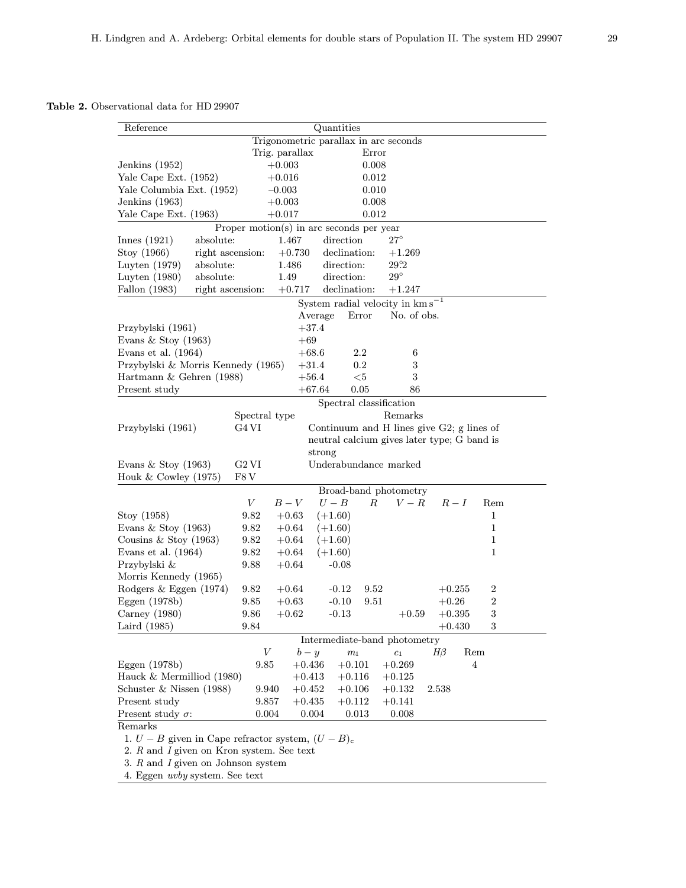**Table 2.** Observational data for HD 29907

| Reference | Quantities | | | | | | |
|---|---|---|---|---|---|---|---|
| | **Trigonometric parallax in arc seconds** | | | | | | |
| | Trig. parallax | Error | | | | | |
| Jenkins (1952) | +0.003 | 0.008 | | | | | |
| Yale Cape Ext. (1952) | +0.016 | 0.012 | | | | | |
| Yale Columbia Ext. (1952) | –0.003 | 0.010 | | | | | |
| Jenkins (1963) | +0.003 | 0.008 | | | | | |
| Yale Cape Ext. (1963) | +0.017 | 0.012 | | | | | |
| | **Proper motion(s) in arc seconds per year** | | | | | | |
| Innes (1921) | absolute: | 1.467 | direction | 27° | | | |
| Stoy (1966) | right ascension: | +0.730 | declination: | +1.269 | | | |
| Luyten (1979) | absolute: | 1.486 | direction: | 29°.2 | | | |
| Luyten (1980) | absolute: | 1.49 | direction: | 29° | | | |
| Fallon (1983) | right ascension: | +0.717 | declination: | +1.247 | | | |
| | **System radial velocity in km s$^{-1}$** | | | | | | |
| | Average | Error | No. of obs. | | | | |
| Przybylski (1961) | +37.4 | | | | | | |
| Evans & Stoy (1963) | +69 | | | | | | |
| Evans et al. (1964) | +68.6 | 2.2 | 6 | | | | |
| Przybylski & Morris Kennedy (1965) | +31.4 | 0.2 | 3 | | | | |
| Hartmann & Gehren (1988) | +56.4 | <5 | 3 | | | | |
| Present study | +67.64 | 0.05 | 86 | | | | |
| | **Spectral classification** | | | | | | |
| | Spectral type | Remarks | | | | | |
| Przybylski (1961) | G4 VI | Continuum and H lines give G2; g lines of neutral calcium gives later type; G band is strong | | | | | |
| Evans & Stoy (1963) | G2 VI | Underabundance marked | | | | | |
| Houk & Cowley (1975) | F8 V | | | | | | |
| | **Broad-band photometry** | | | | | | |
| | $V$ | $B-V$ | $U-B$ | $R$ | $V-R$ | $R-I$ | Rem |
| Stoy (1958) | 9.82 | +0.63 | (+1.60) | | | | 1 |
| Evans & Stoy (1963) | 9.82 | +0.64 | (+1.60) | | | | 1 |
| Cousins & Stoy (1963) | 9.82 | +0.64 | (+1.60) | | | | 1 |
| Evans et al. (1964) | 9.82 | +0.64 | (+1.60) | | | | 1 |
| Przybylski & Morris Kennedy (1965) | 9.88 | +0.64 | -0.08 | | | | |
| Rodgers & Eggen (1974) | 9.82 | +0.64 | -0.12 | 9.52 | | +0.255 | 2 |
| Eggen (1978b) | 9.85 | +0.63 | -0.10 | 9.51 | | +0.26 | 2 |
| Carney (1980) | 9.86 | +0.62 | -0.13 | | +0.59 | +0.395 | 3 |
| Laird (1985) | 9.84 | | | | | +0.430 | 3 |
| | **Intermediate-band photometry** | | | | | | |
| | $V$ | $b-y$ | $m_1$ | $c_1$ | $H\beta$ | Rem | |
| Eggen (1978b) | 9.85 | +0.436 | +0.101 | +0.269 | | 4 | |
| Hauck & Mermilliod (1980) | | +0.413 | +0.116 | +0.125 | | | |
| Schuster & Nissen (1988) | 9.940 | +0.452 | +0.106 | +0.132 | 2.538 | | |
| Present study | 9.857 | +0.435 | +0.112 | +0.141 | | | |
| Present study $\sigma$: | 0.004 | 0.004 | 0.013 | 0.008 | | | |

Remarks

1. $U-B$ given in Cape refractor system, $(U-B)_c$
2. $R$ and $I$ given on Kron system. See text
3. $R$ and $I$ given on Johnson system
4. Eggen *uvby* system. See text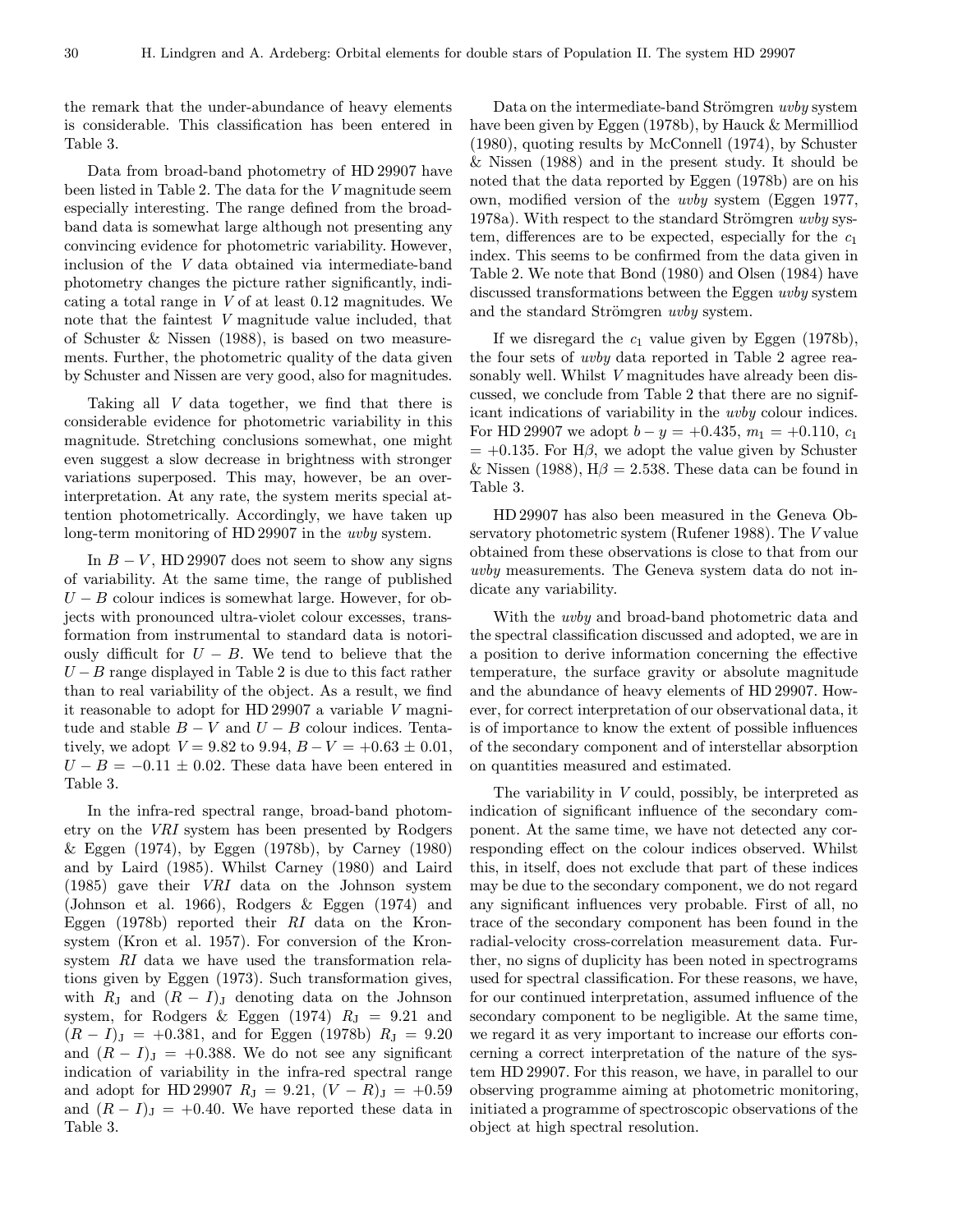the remark that the under-abundance of heavy elements is considerable. This classification has been entered in Table 3.

Data from broad-band photometry of HD 29907 have been listed in Table 2. The data for the $V$ magnitude seem especially interesting. The range defined from the broad-band data is somewhat large although not presenting any convincing evidence for photometric variability. However, inclusion of the $V$ data obtained via intermediate-band photometry changes the picture rather significantly, indicating a total range in $V$ of at least 0.12 magnitudes. We note that the faintest $V$ magnitude value included, that of Schuster & Nissen (1988), is based on two measurements. Further, the photometric quality of the data given by Schuster and Nissen are very good, also for magnitudes.

Taking all $V$ data together, we find that there is considerable evidence for photometric variability in this magnitude. Stretching conclusions somewhat, one might even suggest a slow decrease in brightness with stronger variations superposed. This may, however, be an over-interpretation. At any rate, the system merits special attention photometrically. Accordingly, we have taken up long-term monitoring of HD 29907 in the *uvby* system.

In $B-V$, HD 29907 does not seem to show any signs of variability. At the same time, the range of published $U-B$ colour indices is somewhat large. However, for objects with pronounced ultra-violet colour excesses, transformation from instrumental to standard data is notoriously difficult for $U-B$. We tend to believe that the $U-B$ range displayed in Table 2 is due to this fact rather than to real variability of the object. As a result, we find it reasonable to adopt for HD 29907 a variable $V$ magnitude and stable $B-V$ and $U-B$ colour indices. Tentatively, we adopt $V = 9.82$ to $9.94$, $B-V = +0.63 \pm 0.01$, $U-B = -0.11 \pm 0.02$. These data have been entered in Table 3.

In the infra-red spectral range, broad-band photometry on the *VRI* system has been presented by Rodgers & Eggen (1974), by Eggen (1978b), by Carney (1980) and by Laird (1985). Whilst Carney (1980) and Laird (1985) gave their *VRI* data on the Johnson system (Johnson et al. 1966), Rodgers & Eggen (1974) and Eggen (1978b) reported their *RI* data on the Kron-system (Kron et al. 1957). For conversion of the Kron-system *RI* data we have used the transformation relations given by Eggen (1973). Such transformation gives, with $R_{\rm J}$ and $(R-I)_{\rm J}$ denoting data on the Johnson system, for Rodgers & Eggen (1974) $R_{\rm J} = 9.21$ and $(R-I)_{\rm J} = +0.381$, and for Eggen (1978b) $R_{\rm J} = 9.20$ and $(R-I)_{\rm J} = +0.388$. We do not see any significant indication of variability in the infra-red spectral range and adopt for HD 29907 $R_{\rm J} = 9.21$, $(V-R)_{\rm J} = +0.59$ and $(R-I)_{\rm J} = +0.40$. We have reported these data in Table 3.

Data on the intermediate-band Strömgren *uvby* system have been given by Eggen (1978b), by Hauck & Mermilliod (1980), quoting results by McConnell (1974), by Schuster & Nissen (1988) and in the present study. It should be noted that the data reported by Eggen (1978b) are on his own, modified version of the *uvby* system (Eggen 1977, 1978a). With respect to the standard Strömgren *uvby* system, differences are to be expected, especially for the $c_1$ index. This seems to be confirmed from the data given in Table 2. We note that Bond (1980) and Olsen (1984) have discussed transformations between the Eggen *uvby* system and the standard Strömgren *uvby* system.

If we disregard the $c_1$ value given by Eggen (1978b), the four sets of *uvby* data reported in Table 2 agree reasonably well. Whilst $V$ magnitudes have already been discussed, we conclude from Table 2 that there are no significant indications of variability in the *uvby* colour indices. For HD 29907 we adopt $b-y = +0.435$, $m_1 = +0.110$, $c_1 = +0.135$. For H$\beta$, we adopt the value given by Schuster & Nissen (1988), H$\beta = 2.538$. These data can be found in Table 3.

HD 29907 has also been measured in the Geneva Observatory photometric system (Rufener 1988). The $V$ value obtained from these observations is close to that from our *uvby* measurements. The Geneva system data do not indicate any variability.

With the *uvby* and broad-band photometric data and the spectral classification discussed and adopted, we are in a position to derive information concerning the effective temperature, the surface gravity or absolute magnitude and the abundance of heavy elements of HD 29907. However, for correct interpretation of our observational data, it is of importance to know the extent of possible influences of the secondary component and of interstellar absorption on quantities measured and estimated.

The variability in $V$ could, possibly, be interpreted as indication of significant influence of the secondary component. At the same time, we have not detected any corresponding effect on the colour indices observed. Whilst this, in itself, does not exclude that part of these indices may be due to the secondary component, we do not regard any significant influences very probable. First of all, no trace of the secondary component has been found in the radial-velocity cross-correlation measurement data. Further, no signs of duplicity has been noted in spectrograms used for spectral classification. For these reasons, we have, for our continued interpretation, assumed influence of the secondary component to be negligible. At the same time, we regard it as very important to increase our efforts concerning a correct interpretation of the nature of the system HD 29907. For this reason, we have, in parallel to our observing programme aiming at photometric monitoring, initiated a programme of spectroscopic observations of the object at high spectral resolution.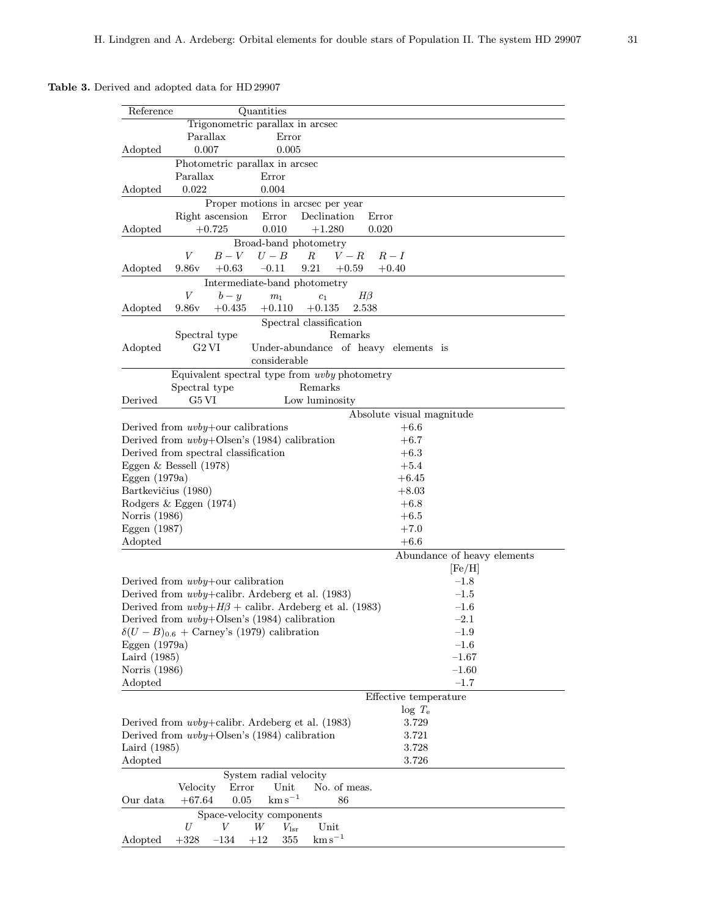**Table 3.** Derived and adopted data for HD 29907

| Reference | Quantities | | | | | |
|---|---|---|---|---|---|---|
| | **Trigonometric parallax in arcsec** | | | | | |
| | Parallax | Error | | | | |
| Adopted | 0.007 | 0.005 | | | | |
| | **Photometric parallax in arcsec** | | | | | |
| | Parallax | Error | | | | |
| Adopted | 0.022 | 0.004 | | | | |
| | **Proper motions in arcsec per year** | | | | | |
| | Right ascension | Error | Declination | Error | | |
| Adopted | +0.725 | 0.010 | +1.280 | 0.020 | | |
| | **Broad-band photometry** | | | | | |
| | $V$ | $B-V$ | $U-B$ | $R$ | $V-R$ | $R-I$ |
| Adopted | 9.86v | +0.63 | –0.11 | 9.21 | +0.59 | +0.40 |
| | **Intermediate-band photometry** | | | | | |
| | $V$ | $b-y$ | $m_1$ | $c_1$ | $H\beta$ | |
| Adopted | 9.86v | +0.435 | +0.110 | +0.135 | 2.538 | |
| | **Spectral classification** | | | | | |
| | Spectral type | Remarks | | | | |
| Adopted | G2 VI | Under-abundance of heavy elements is considerable | | | | |
| | **Equivalent spectral type from *uvby* photometry** | | | | | |
| | Spectral type | Remarks | | | | |
| Derived | G5 VI | Low luminosity | | | | |

| Reference | Absolute visual magnitude |
|---|---|
| Derived from *uvby*+our calibrations | +6.6 |
| Derived from *uvby*+Olsen's (1984) calibration | +6.7 |
| Derived from spectral classification | +6.3 |
| Eggen & Bessell (1978) | +5.4 |
| Eggen (1979a) | +6.45 |
| Bartkevičius (1980) | +8.03 |
| Rodgers & Eggen (1974) | +6.8 |
| Norris (1986) | +6.5 |
| Eggen (1987) | +7.0 |
| Adopted | +6.6 |

| Reference | Abundance of heavy elements [Fe/H] |
|---|---|
| Derived from *uvby*+our calibration | –1.8 |
| Derived from *uvby*+calibr. Ardeberg et al. (1983) | –1.5 |
| Derived from *uvby*+$H\beta$ + calibr. Ardeberg et al. (1983) | –1.6 |
| Derived from *uvby*+Olsen's (1984) calibration | –2.1 |
| $\delta(U-B)_{0.6}$ + Carney's (1979) calibration | –1.9 |
| Eggen (1979a) | –1.6 |
| Laird (1985) | –1.67 |
| Norris (1986) | –1.60 |
| Adopted | –1.7 |

| Reference | Effective temperature $\log T_{\rm e}$ |
|---|---|
| Derived from *uvby*+calibr. Ardeberg et al. (1983) | 3.729 |
| Derived from *uvby*+Olsen's (1984) calibration | 3.721 |
| Laird (1985) | 3.728 |
| Adopted | 3.726 |

| Reference | System radial velocity | | | |
|---|---|---|---|---|
| | Velocity | Error | Unit | No. of meas. |
| Our data | +67.64 | 0.05 | $\mathrm{km\,s^{-1}}$ | 86 |

| Reference | Space-velocity components | | | | |
|---|---|---|---|---|---|
| | $U$ | $V$ | $W$ | $V_{\rm lsr}$ | Unit |
| Adopted | +328 | –134 | +12 | 355 | $\mathrm{km\,s^{-1}}$ |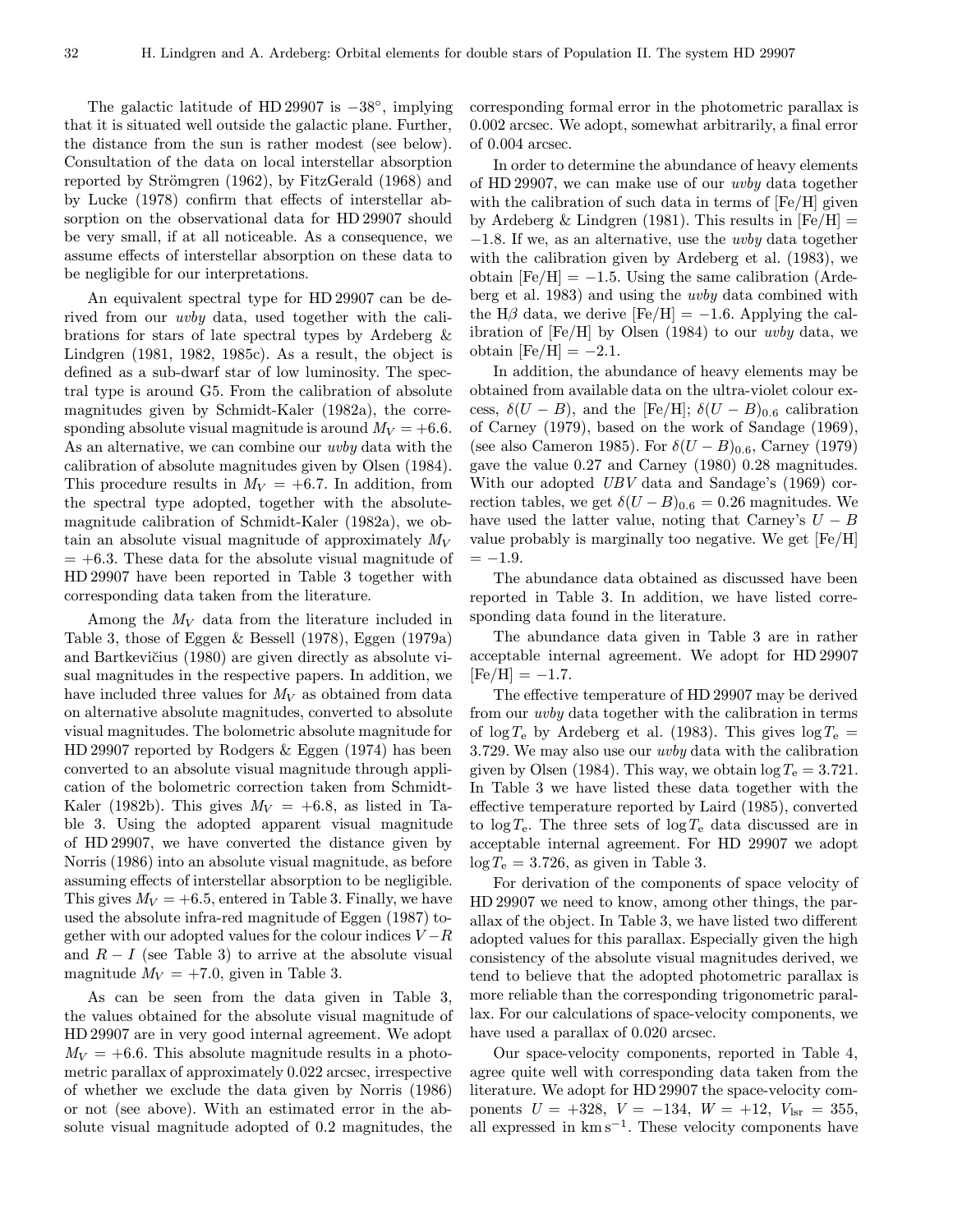The galactic latitude of HD 29907 is $-38^{\circ}$, implying that it is situated well outside the galactic plane. Further, the distance from the sun is rather modest (see below). Consultation of the data on local interstellar absorption reported by Strömgren (1962), by FitzGerald (1968) and by Lucke (1978) confirm that effects of interstellar absorption on the observational data for HD 29907 should be very small, if at all noticeable. As a consequence, we assume effects of interstellar absorption on these data to be negligible for our interpretations.

An equivalent spectral type for HD 29907 can be derived from our *uvby* data, used together with the calibrations for stars of late spectral types by Ardeberg & Lindgren (1981, 1982, 1985c). As a result, the object is defined as a sub-dwarf star of low luminosity. The spectral type is around G5. From the calibration of absolute magnitudes given by Schmidt-Kaler (1982a), the corresponding absolute visual magnitude is around $M_V = +6.6$. As an alternative, we can combine our *uvby* data with the calibration of absolute magnitudes given by Olsen (1984). This procedure results in $M_V = +6.7$. In addition, from the spectral type adopted, together with the absolute-magnitude calibration of Schmidt-Kaler (1982a), we obtain an absolute visual magnitude of approximately $M_V = +6.3$. These data for the absolute visual magnitude of HD 29907 have been reported in Table 3 together with corresponding data taken from the literature.

Among the $M_V$ data from the literature included in Table 3, those of Eggen & Bessell (1978), Eggen (1979a) and Bartkevičius (1980) are given directly as absolute visual magnitudes in the respective papers. In addition, we have included three values for $M_V$ as obtained from data on alternative absolute magnitudes, converted to absolute visual magnitudes. The bolometric absolute magnitude for HD 29907 reported by Rodgers & Eggen (1974) has been converted to an absolute visual magnitude through application of the bolometric correction taken from Schmidt-Kaler (1982b). This gives $M_V = +6.8$, as listed in Table 3. Using the adopted apparent visual magnitude of HD 29907, we have converted the distance given by Norris (1986) into an absolute visual magnitude, as before assuming effects of interstellar absorption to be negligible. This gives $M_V = +6.5$, entered in Table 3. Finally, we have used the absolute infra-red magnitude of Eggen (1987) together with our adopted values for the colour indices $V-R$ and $R-I$ (see Table 3) to arrive at the absolute visual magnitude $M_V = +7.0$, given in Table 3.

As can be seen from the data given in Table 3, the values obtained for the absolute visual magnitude of HD 29907 are in very good internal agreement. We adopt $M_V = +6.6$. This absolute magnitude results in a photometric parallax of approximately 0.022 arcsec, irrespective of whether we exclude the data given by Norris (1986) or not (see above). With an estimated error in the absolute visual magnitude adopted of 0.2 magnitudes, the corresponding formal error in the photometric parallax is 0.002 arcsec. We adopt, somewhat arbitrarily, a final error of 0.004 arcsec.

In order to determine the abundance of heavy elements of HD 29907, we can make use of our *uvby* data together with the calibration of such data in terms of [Fe/H] given by Ardeberg & Lindgren (1981). This results in [Fe/H] = $-1.8$. If we, as an alternative, use the *uvby* data together with the calibration given by Ardeberg et al. (1983), we obtain [Fe/H] = $-1.5$. Using the same calibration (Ardeberg et al. 1983) and using the *uvby* data combined with the H$\beta$ data, we derive [Fe/H] = $-1.6$. Applying the calibration of [Fe/H] by Olsen (1984) to our *uvby* data, we obtain [Fe/H] = $-2.1$.

In addition, the abundance of heavy elements may be obtained from available data on the ultra-violet colour excess, $\delta(U-B)$, and the [Fe/H]; $\delta(U-B)_{0.6}$ calibration of Carney (1979), based on the work of Sandage (1969), (see also Cameron 1985). For $\delta(U-B)_{0.6}$, Carney (1979) gave the value 0.27 and Carney (1980) 0.28 magnitudes. With our adopted *UBV* data and Sandage's (1969) correction tables, we get $\delta(U-B)_{0.6} = 0.26$ magnitudes. We have used the latter value, noting that Carney's $U-B$ value probably is marginally too negative. We get [Fe/H] = $-1.9$.

The abundance data obtained as discussed have been reported in Table 3. In addition, we have listed corresponding data found in the literature.

The abundance data given in Table 3 are in rather acceptable internal agreement. We adopt for HD 29907 [Fe/H] = $-1.7$.

The effective temperature of HD 29907 may be derived from our *uvby* data together with the calibration in terms of $\log T_{\rm e}$ by Ardeberg et al. (1983). This gives $\log T_{\rm e} = 3.729$. We may also use our *uvby* data with the calibration given by Olsen (1984). This way, we obtain $\log T_{\rm e} = 3.721$. In Table 3 we have listed these data together with the effective temperature reported by Laird (1985), converted to $\log T_{\rm e}$. The three sets of $\log T_{\rm e}$ data discussed are in acceptable internal agreement. For HD 29907 we adopt $\log T_{\rm e} = 3.726$, as given in Table 3.

For derivation of the components of space velocity of HD 29907 we need to know, among other things, the parallax of the object. In Table 3, we have listed two different adopted values for this parallax. Especially given the high consistency of the absolute visual magnitudes derived, we tend to believe that the adopted photometric parallax is more reliable than the corresponding trigonometric parallax. For our calculations of space-velocity components, we have used a parallax of 0.020 arcsec.

Our space-velocity components, reported in Table 4, agree quite well with corresponding data taken from the literature. We adopt for HD 29907 the space-velocity components $U = +328$, $V = -134$, $W = +12$, $V_{\rm lsr} = 355$, all expressed in km s$^{-1}$. These velocity components have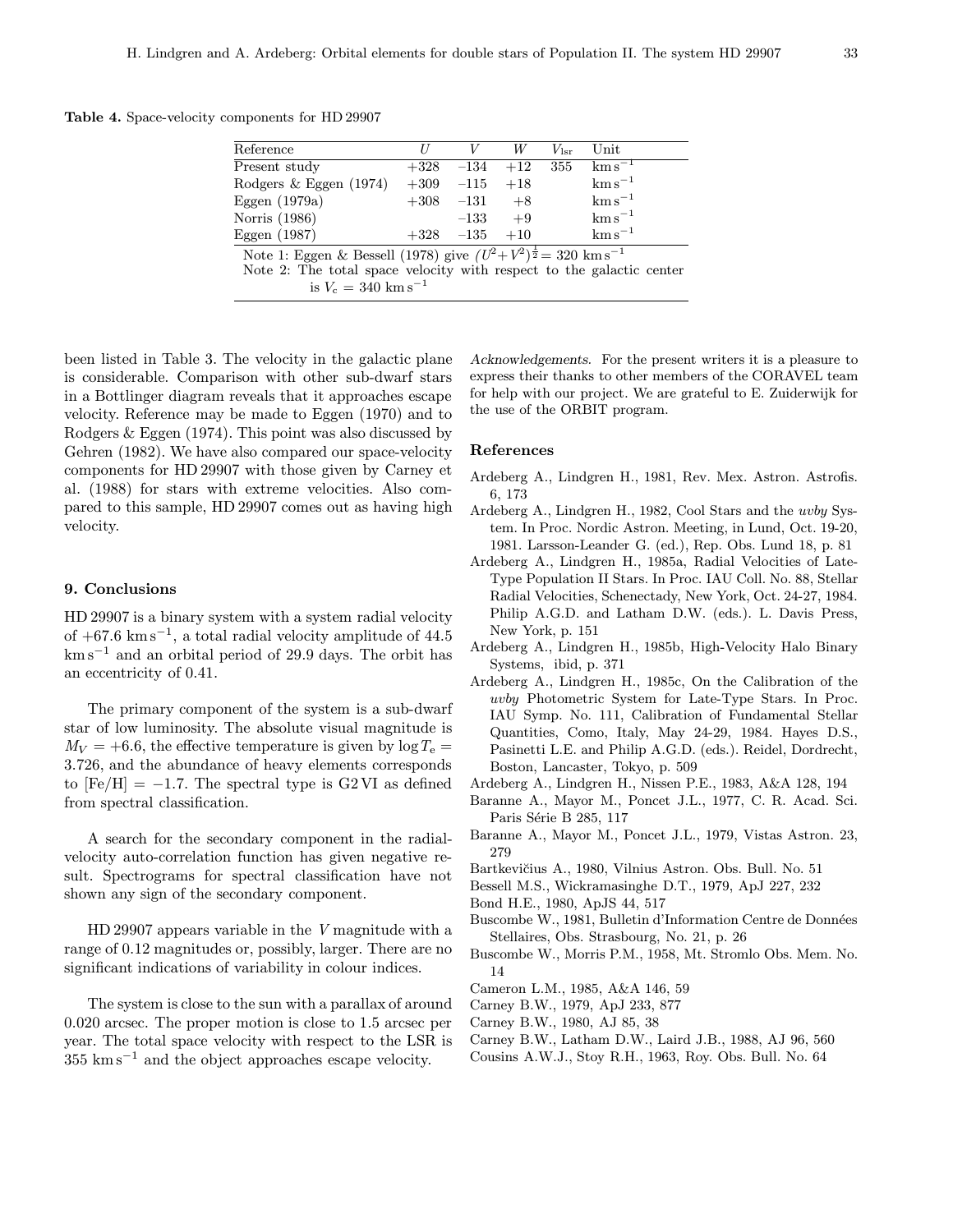**Table 4.** Space-velocity components for HD 29907

| Reference | $U$ | $V$ | $W$ | $V_{\rm lsr}$ | Unit |
|---|---|---|---|---|---|
| Present study | +328 | –134 | +12 | 355 | $\rm km\,s^{-1}$ |
| Rodgers & Eggen (1974) | +309 | –115 | +18 | | $\rm km\,s^{-1}$ |
| Eggen (1979a) | +308 | –131 | +8 | | $\rm km\,s^{-1}$ |
| Norris (1986) | | –133 | +9 | | $\rm km\,s^{-1}$ |
| Eggen (1987) | +328 | –135 | +10 | | $\rm km\,s^{-1}$ |

Note 1: Eggen & Bessell (1978) give $(U^2+V^2)^{\frac{1}{2}} = 320\ \rm km\,s^{-1}$

Note 2: The total space velocity with respect to the galactic center is $V_{\rm c} = 340\ \rm km\,s^{-1}$

been listed in Table 3. The velocity in the galactic plane is considerable. Comparison with other sub-dwarf stars in a Bottlinger diagram reveals that it approaches escape velocity. Reference may be made to Eggen (1970) and to Rodgers & Eggen (1974). This point was also discussed by Gehren (1982). We have also compared our space-velocity components for HD 29907 with those given by Carney et al. (1988) for stars with extreme velocities. Also compared to this sample, HD 29907 comes out as having high velocity.

## 9. Conclusions

HD 29907 is a binary system with a system radial velocity of $+67.6\ \rm km\,s^{-1}$, a total radial velocity amplitude of 44.5 $\rm km\,s^{-1}$ and an orbital period of 29.9 days. The orbit has an eccentricity of 0.41.

The primary component of the system is a sub-dwarf star of low luminosity. The absolute visual magnitude is $M_V = +6.6$, the effective temperature is given by $\log T_{\rm e} = 3.726$, and the abundance of heavy elements corresponds to $[{\rm Fe/H}] = -1.7$. The spectral type is G2 VI as defined from spectral classification.

A search for the secondary component in the radial-velocity auto-correlation function has given negative result. Spectrograms for spectral classification have not shown any sign of the secondary component.

HD 29907 appears variable in the $V$ magnitude with a range of 0.12 magnitudes or, possibly, larger. There are no significant indications of variability in colour indices.

The system is close to the sun with a parallax of around 0.020 arcsec. The proper motion is close to 1.5 arcsec per year. The total space velocity with respect to the LSR is $355\ \rm km\,s^{-1}$ and the object approaches escape velocity.

*Acknowledgements.* For the present writers it is a pleasure to express their thanks to other members of the CORAVEL team for help with our project. We are grateful to E. Zuiderwijk for the use of the ORBIT program.

## References

Ardeberg A., Lindgren H., 1981, Rev. Mex. Astron. Astrofis. 6, 173

Ardeberg A., Lindgren H., 1982, Cool Stars and the *uvby* System. In Proc. Nordic Astron. Meeting, in Lund, Oct. 19-20, 1981. Larsson-Leander G. (ed.), Rep. Obs. Lund 18, p. 81

Ardeberg A., Lindgren H., 1985a, Radial Velocities of Late-Type Population II Stars. In Proc. IAU Coll. No. 88, Stellar Radial Velocities, Schenectady, New York, Oct. 24-27, 1984. Philip A.G.D. and Latham D.W. (eds.). L. Davis Press, New York, p. 151

Ardeberg A., Lindgren H., 1985b, High-Velocity Halo Binary Systems, ibid, p. 371

Ardeberg A., Lindgren H., 1985c, On the Calibration of the *uvby* Photometric System for Late-Type Stars. In Proc. IAU Symp. No. 111, Calibration of Fundamental Stellar Quantities, Como, Italy, May 24-29, 1984. Hayes D.S., Pasinetti L.E. and Philip A.G.D. (eds.). Reidel, Dordrecht, Boston, Lancaster, Tokyo, p. 509

Ardeberg A., Lindgren H., Nissen P.E., 1983, A&A 128, 194

Baranne A., Mayor M., Poncet J.L., 1977, C. R. Acad. Sci. Paris Série B 285, 117

Baranne A., Mayor M., Poncet J.L., 1979, Vistas Astron. 23, 279

Bartkevičius A., 1980, Vilnius Astron. Obs. Bull. No. 51

Bessell M.S., Wickramasinghe D.T., 1979, ApJ 227, 232

Bond H.E., 1980, ApJS 44, 517

Buscombe W., 1981, Bulletin d'Information Centre de Données Stellaires, Obs. Strasbourg, No. 21, p. 26

Buscombe W., Morris P.M., 1958, Mt. Stromlo Obs. Mem. No. 14

Cameron L.M., 1985, A&A 146, 59

Carney B.W., 1979, ApJ 233, 877

Carney B.W., 1980, AJ 85, 38

Carney B.W., Latham D.W., Laird J.B., 1988, AJ 96, 560

Cousins A.W.J., Stoy R.H., 1963, Roy. Obs. Bull. No. 64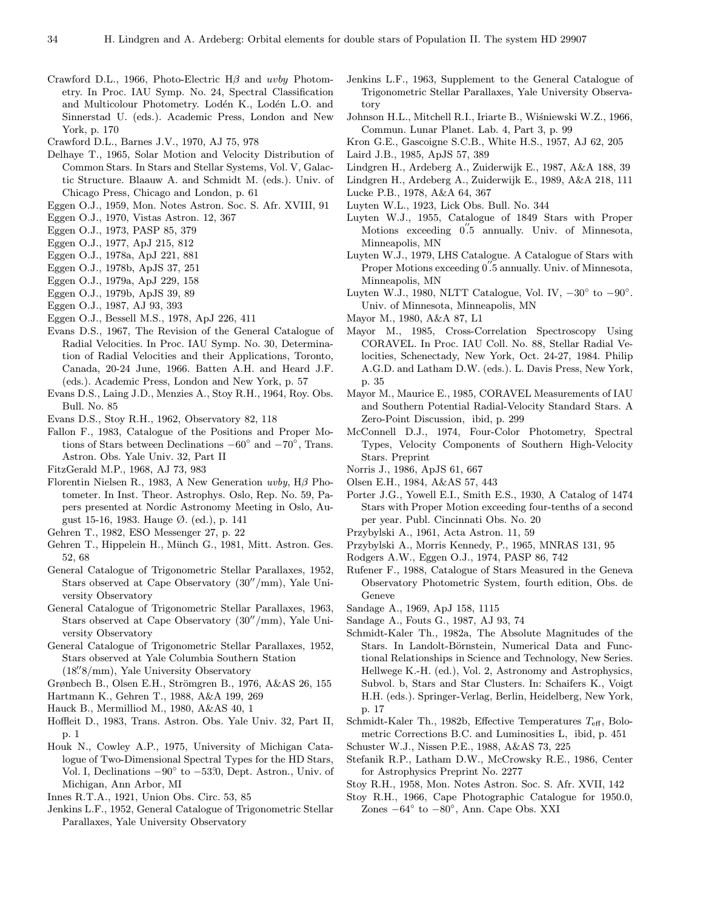Crawford D.L., 1966, Photo-Electric H$\beta$ and *uvby* Photometry. In Proc. IAU Symp. No. 24, Spectral Classification and Multicolour Photometry. Lodén K., Lodén L.O. and Sinnerstad U. (eds.). Academic Press, London and New York, p. 170

Crawford D.L., Barnes J.V., 1970, AJ 75, 978

Delhaye T., 1965, Solar Motion and Velocity Distribution of Common Stars. In Stars and Stellar Systems, Vol. V, Galactic Structure. Blaauw A. and Schmidt M. (eds.). Univ. of Chicago Press, Chicago and London, p. 61

Eggen O.J., 1959, Mon. Notes Astron. Soc. S. Afr. XVIII, 91

Eggen O.J., 1970, Vistas Astron. 12, 367

Eggen O.J., 1973, PASP 85, 379

Eggen O.J., 1977, ApJ 215, 812

Eggen O.J., 1978a, ApJ 221, 881

Eggen O.J., 1978b, ApJS 37, 251

Eggen O.J., 1979a, ApJ 229, 158

Eggen O.J., 1979b, ApJS 39, 89

Eggen O.J., 1987, AJ 93, 393

Eggen O.J., Bessell M.S., 1978, ApJ 226, 411

Evans D.S., 1967, The Revision of the General Catalogue of Radial Velocities. In Proc. IAU Symp. No. 30, Determination of Radial Velocities and their Applications, Toronto, Canada, 20-24 June, 1966. Batten A.H. and Heard J.F. (eds.). Academic Press, London and New York, p. 57

Evans D.S., Laing J.D., Menzies A., Stoy R.H., 1964, Roy. Obs. Bull. No. 85

Evans D.S., Stoy R.H., 1962, Observatory 82, 118

Fallon F., 1983, Catalogue of the Positions and Proper Motions of Stars between Declinations $-60^\circ$ and $-70^\circ$, Trans. Astron. Obs. Yale Univ. 32, Part II

FitzGerald M.P., 1968, AJ 73, 983

Florentin Nielsen R., 1983, A New Generation *uvby*, H$\beta$ Photometer. In Inst. Theor. Astrophys. Oslo, Rep. No. 59, Papers presented at Nordic Astronomy Meeting in Oslo, August 15-16, 1983. Hauge Ø. (ed.), p. 141

Gehren T., 1982, ESO Messenger 27, p. 22

Gehren T., Hippelein H., Münch G., 1981, Mitt. Astron. Ges. 52, 68

General Catalogue of Trigonometric Stellar Parallaxes, 1952, Stars observed at Cape Observatory ($30''$/mm), Yale University Observatory

General Catalogue of Trigonometric Stellar Parallaxes, 1963, Stars observed at Cape Observatory ($30''$/mm), Yale University Observatory

General Catalogue of Trigonometric Stellar Parallaxes, 1952, Stars observed at Yale Columbia Southern Station ($18\overset{''}{.}8$/mm), Yale University Observatory

Grønbech B., Olsen E.H., Strömgren B., 1976, A&AS 26, 155

Hartmann K., Gehren T., 1988, A&A 199, 269

Hauck B., Mermilliod M., 1980, A&AS 40, 1

Hoffleit D., 1983, Trans. Astron. Obs. Yale Univ. 32, Part II, p. 1

Houk N., Cowley A.P., 1975, University of Michigan Catalogue of Two-Dimensional Spectral Types for the HD Stars, Vol. I, Declinations $-90^\circ$ to $-53\overset{\circ}{.}0$, Dept. Astron., Univ. of Michigan, Ann Arbor, MI

Innes R.T.A., 1921, Union Obs. Circ. 53, 85

Jenkins L.F., 1952, General Catalogue of Trigonometric Stellar Parallaxes, Yale University Observatory

Jenkins L.F., 1963, Supplement to the General Catalogue of Trigonometric Stellar Parallaxes, Yale University Observatory

Johnson H.L., Mitchell R.I., Iriarte B., Wiśniewski W.Z., 1966, Commun. Lunar Planet. Lab. 4, Part 3, p. 99

Kron G.E., Gascoigne S.C.B., White H.S., 1957, AJ 62, 205

Laird J.B., 1985, ApJS 57, 389

Lindgren H., Ardeberg A., Zuiderwijk E., 1987, A&A 188, 39

Lindgren H., Ardeberg A., Zuiderwijk E., 1989, A&A 218, 111

Lucke P.B., 1978, A&A 64, 367

Luyten W.L., 1923, Lick Obs. Bull. No. 344

Luyten W.J., 1955, Catalogue of 1849 Stars with Proper Motions exceeding $0\overset{''}{.}5$ annually. Univ. of Minnesota, Minneapolis, MN

Luyten W.J., 1979, LHS Catalogue. A Catalogue of Stars with Proper Motions exceeding $0\overset{''}{.}5$ annually. Univ. of Minnesota, Minneapolis, MN

Luyten W.J., 1980, NLTT Catalogue, Vol. IV, $-30^\circ$ to $-90^\circ$. Univ. of Minnesota, Minneapolis, MN

Mayor M., 1980, A&A 87, L1

Mayor M., 1985, Cross-Correlation Spectroscopy Using CORAVEL. In Proc. IAU Coll. No. 88, Stellar Radial Velocities, Schenectady, New York, Oct. 24-27, 1984. Philip A.G.D. and Latham D.W. (eds.). L. Davis Press, New York, p. 35

Mayor M., Maurice E., 1985, CORAVEL Measurements of IAU and Southern Potential Radial-Velocity Standard Stars. A Zero-Point Discussion, ibid, p. 299

McConnell D.J., 1974, Four-Color Photometry, Spectral Types, Velocity Components of Southern High-Velocity Stars. Preprint

Norris J., 1986, ApJS 61, 667

Olsen E.H., 1984, A&AS 57, 443

Porter J.G., Yowell E.I., Smith E.S., 1930, A Catalog of 1474 Stars with Proper Motion exceeding four-tenths of a second per year. Publ. Cincinnati Obs. No. 20

Przybylski A., 1961, Acta Astron. 11, 59

Przybylski A., Morris Kennedy, P., 1965, MNRAS 131, 95

Rodgers A.W., Eggen O.J., 1974, PASP 86, 742

Rufener F., 1988, Catalogue of Stars Measured in the Geneva Observatory Photometric System, fourth edition, Obs. de Geneve

Sandage A., 1969, ApJ 158, 1115

Sandage A., Fouts G., 1987, AJ 93, 74

Schmidt-Kaler Th., 1982a, The Absolute Magnitudes of the Stars. In Landolt-Börnstein, Numerical Data and Functional Relationships in Science and Technology, New Series. Hellwege K.-H. (ed.), Vol. 2, Astronomy and Astrophysics, Subvol. b, Stars and Star Clusters. In: Schaifers K., Voigt H.H. (eds.). Springer-Verlag, Berlin, Heidelberg, New York, p. 17

Schmidt-Kaler Th., 1982b, Effective Temperatures $T_{\rm eff}$, Bolometric Corrections B.C. and Luminosities L, ibid, p. 451

Schuster W.J., Nissen P.E., 1988, A&AS 73, 225

Stefanik R.P., Latham D.W., McCrowsky R.E., 1986, Center for Astrophysics Preprint No. 2277

Stoy R.H., 1958, Mon. Notes Astron. Soc. S. Afr. XVII, 142

Stoy R.H., 1966, Cape Photographic Catalogue for 1950.0, Zones $-64^\circ$ to $-80^\circ$, Ann. Cape Obs. XXI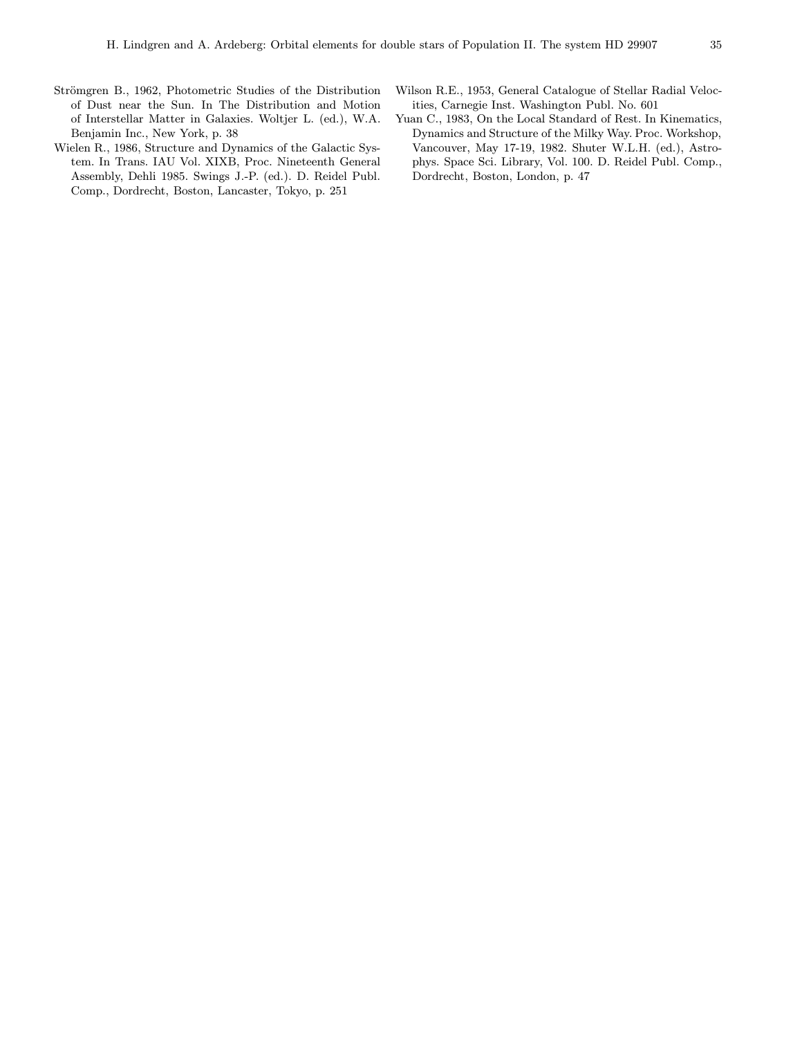Strömgren B., 1962, Photometric Studies of the Distribution of Dust near the Sun. In The Distribution and Motion of Interstellar Matter in Galaxies. Woltjer L. (ed.), W.A. Benjamin Inc., New York, p. 38

Wielen R., 1986, Structure and Dynamics of the Galactic System. In Trans. IAU Vol. XIXB, Proc. Nineteenth General Assembly, Dehli 1985. Swings J.-P. (ed.). D. Reidel Publ. Comp., Dordrecht, Boston, Lancaster, Tokyo, p. 251

Wilson R.E., 1953, General Catalogue of Stellar Radial Velocities, Carnegie Inst. Washington Publ. No. 601

Yuan C., 1983, On the Local Standard of Rest. In Kinematics, Dynamics and Structure of the Milky Way. Proc. Workshop, Vancouver, May 17-19, 1982. Shuter W.L.H. (ed.), Astrophys. Space Sci. Library, Vol. 100. D. Reidel Publ. Comp., Dordrecht, Boston, London, p. 47